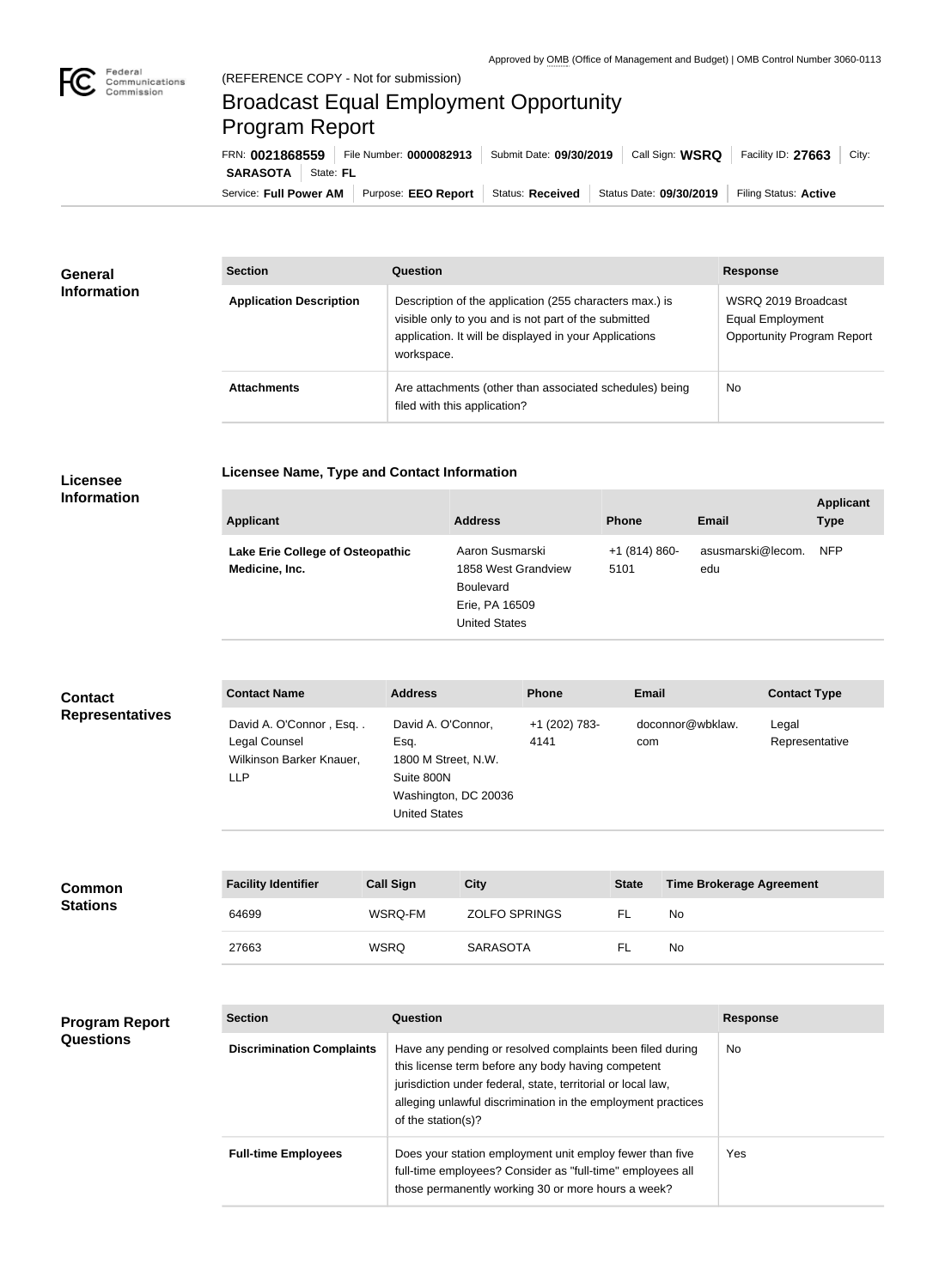Approved by OMB (Office of Management and Budget) | OMB Control Number 3060-0113

(REFERENCE COPY - Not for submission)

# Broadcast Equal Employment Opportunity Program Report

FRN: **0021868559** | File Number: **0000082913** | Submit Date: **09/30/2019** | Call Sign: **WSRQ** | Facility ID: **27663** | City: **SARASOTA** | State: **FL**

Service: **Full Power AM** | Purpose: **EEO Report** | Status: **Received** | Status Date: **09/30/2019** | Filing Status: **Active**

## General Information

| Section | Question | Response |
|---|---|---|
| **Application Description** | Description of the application (255 characters max.) is visible only to you and is not part of the submitted application. It will be displayed in your Applications workspace. | WSRQ 2019 Broadcast Equal Employment Opportunity Program Report |
| **Attachments** | Are attachments (other than associated schedules) being filed with this application? | No |

## Licensee Information

### Licensee Name, Type and Contact Information

| Applicant | Address | Phone | Email | Applicant Type |
|---|---|---|---|---|
| **Lake Erie College of Osteopathic Medicine, Inc.** | Aaron Susmarski<br>1858 West Grandview Boulevard<br>Erie, PA 16509<br>United States | +1 (814) 860-5101 | asusmarski@lecom.edu | NFP |

## Contact Representatives

| Contact Name | Address | Phone | Email | Contact Type |
|---|---|---|---|---|
| David A. O'Connor , Esq. .<br>Legal Counsel<br>Wilkinson Barker Knauer, LLP | David A. O'Connor, Esq.<br>1800 M Street, N.W.<br>Suite 800N<br>Washington, DC 20036<br>United States | +1 (202) 783-4141 | doconnor@wbklaw.com | Legal Representative |

## Common Stations

| Facility Identifier | Call Sign | City | State | Time Brokerage Agreement |
|---|---|---|---|---|
| 64699 | WSRQ-FM | ZOLFO SPRINGS | FL | No |
| 27663 | WSRQ | SARASOTA | FL | No |

## Program Report Questions

| Section | Question | Response |
|---|---|---|
| **Discrimination Complaints** | Have any pending or resolved complaints been filed during this license term before any body having competent jurisdiction under federal, state, territorial or local law, alleging unlawful discrimination in the employment practices of the station(s)? | No |
| **Full-time Employees** | Does your station employment unit employ fewer than five full-time employees? Consider as "full-time" employees all those permanently working 30 or more hours a week? | Yes |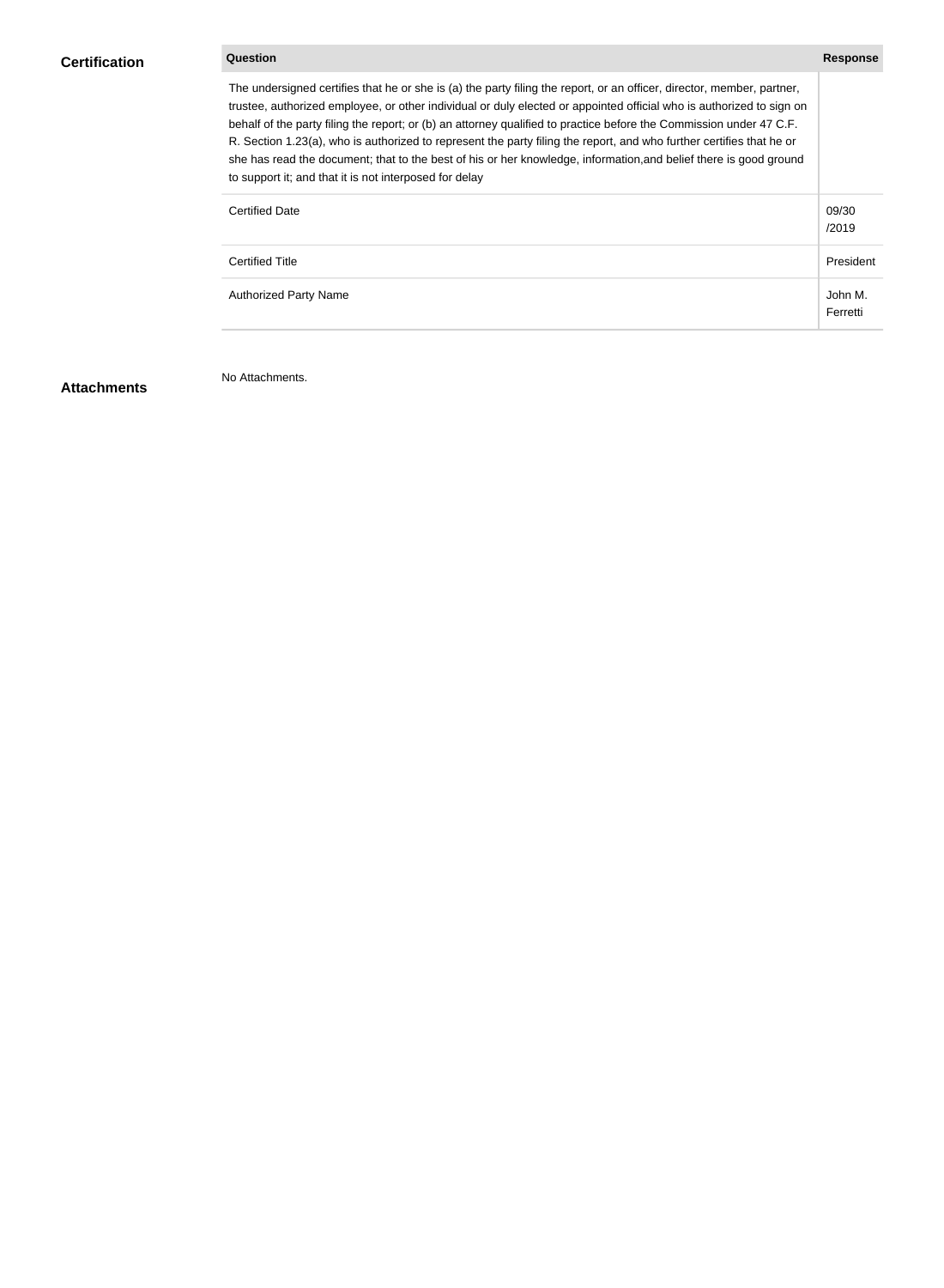## Certification

| Question | Response |
| --- | --- |
| The undersigned certifies that he or she is (a) the party filing the report, or an officer, director, member, partner, trustee, authorized employee, or other individual or duly elected or appointed official who is authorized to sign on behalf of the party filing the report; or (b) an attorney qualified to practice before the Commission under 47 C.F. R. Section 1.23(a), who is authorized to represent the party filing the report, and who further certifies that he or she has read the document; that to the best of his or her knowledge, information,and belief there is good ground to support it; and that it is not interposed for delay | |
| Certified Date | 09/30/2019 |
| Certified Title | President |
| Authorized Party Name | John M. Ferretti |

## Attachments

No Attachments.